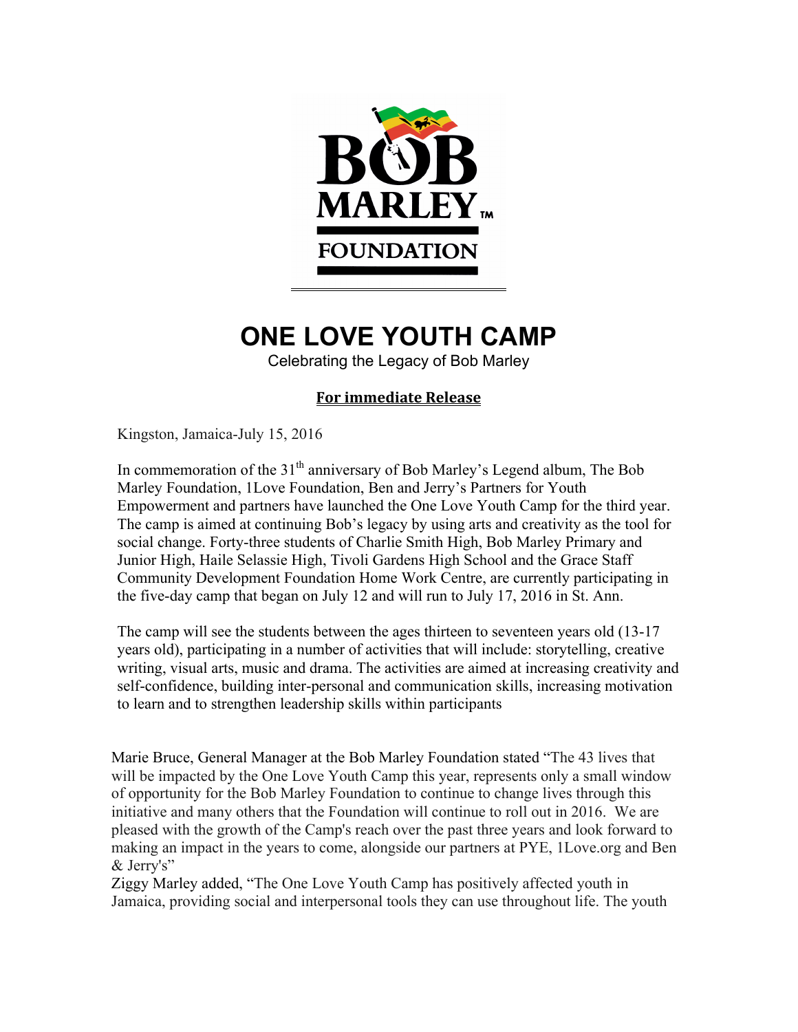BOB MARLEY™ FOUNDATION

# ONE LOVE YOUTH CAMP

Celebrating the Legacy of Bob Marley

**For immediate Release**

Kingston, Jamaica-July 15, 2016

In commemoration of the 31th anniversary of Bob Marley's Legend album, The Bob Marley Foundation, 1Love Foundation, Ben and Jerry's Partners for Youth Empowerment and partners have launched the One Love Youth Camp for the third year. The camp is aimed at continuing Bob's legacy by using arts and creativity as the tool for social change. Forty-three students of Charlie Smith High, Bob Marley Primary and Junior High, Haile Selassie High, Tivoli Gardens High School and the Grace Staff Community Development Foundation Home Work Centre, are currently participating in the five-day camp that began on July 12 and will run to July 17, 2016 in St. Ann.

The camp will see the students between the ages thirteen to seventeen years old (13-17 years old), participating in a number of activities that will include: storytelling, creative writing, visual arts, music and drama. The activities are aimed at increasing creativity and self-confidence, building inter-personal and communication skills, increasing motivation to learn and to strengthen leadership skills within participants

Marie Bruce, General Manager at the Bob Marley Foundation stated "The 43 lives that will be impacted by the One Love Youth Camp this year, represents only a small window of opportunity for the Bob Marley Foundation to continue to change lives through this initiative and many others that the Foundation will continue to roll out in 2016. We are pleased with the growth of the Camp's reach over the past three years and look forward to making an impact in the years to come, alongside our partners at PYE, 1Love.org and Ben & Jerry's"

Ziggy Marley added, "The One Love Youth Camp has positively affected youth in Jamaica, providing social and interpersonal tools they can use throughout life. The youth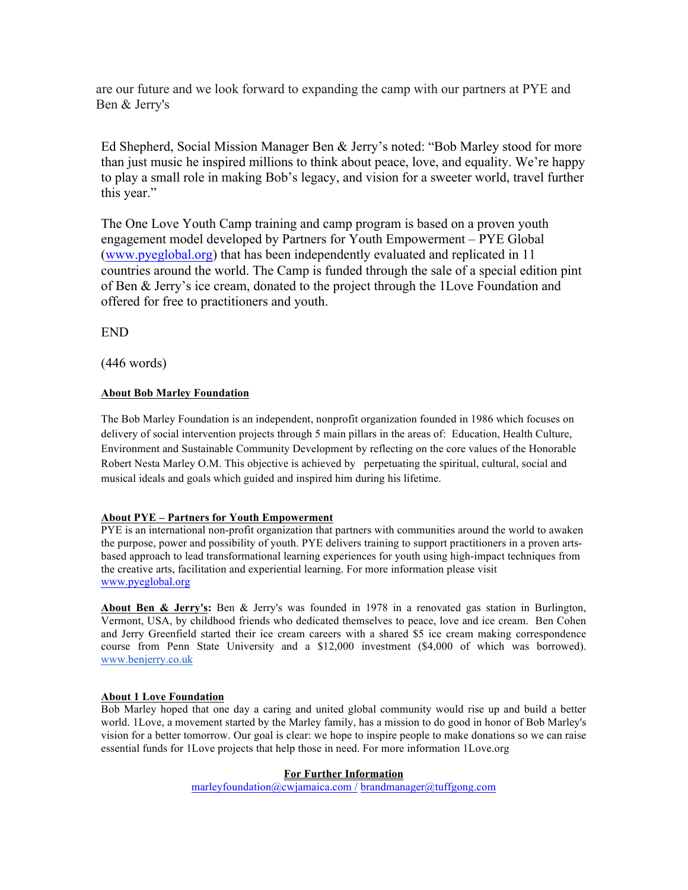are our future and we look forward to expanding the camp with our partners at PYE and Ben & Jerry's

Ed Shepherd, Social Mission Manager Ben & Jerry's noted: "Bob Marley stood for more than just music he inspired millions to think about peace, love, and equality. We're happy to play a small role in making Bob's legacy, and vision for a sweeter world, travel further this year."

The One Love Youth Camp training and camp program is based on a proven youth engagement model developed by Partners for Youth Empowerment – PYE Global (www.pyeglobal.org) that has been independently evaluated and replicated in 11 countries around the world. The Camp is funded through the sale of a special edition pint of Ben & Jerry's ice cream, donated to the project through the 1Love Foundation and offered for free to practitioners and youth.

END

(446 words)

**About Bob Marley Foundation**

The Bob Marley Foundation is an independent, nonprofit organization founded in 1986 which focuses on delivery of social intervention projects through 5 main pillars in the areas of: Education, Health Culture, Environment and Sustainable Community Development by reflecting on the core values of the Honorable Robert Nesta Marley O.M. This objective is achieved by perpetuating the spiritual, cultural, social and musical ideals and goals which guided and inspired him during his lifetime.

**About PYE – Partners for Youth Empowerment**

PYE is an international non-profit organization that partners with communities around the world to awaken the purpose, power and possibility of youth. PYE delivers training to support practitioners in a proven arts-based approach to lead transformational learning experiences for youth using high-impact techniques from the creative arts, facilitation and experiential learning. For more information please visit www.pyeglobal.org

**About Ben & Jerry's:** Ben & Jerry's was founded in 1978 in a renovated gas station in Burlington, Vermont, USA, by childhood friends who dedicated themselves to peace, love and ice cream. Ben Cohen and Jerry Greenfield started their ice cream careers with a shared $5 ice cream making correspondence course from Penn State University and a $12,000 investment ($4,000 of which was borrowed). www.benjerry.co.uk

**About 1 Love Foundation**

Bob Marley hoped that one day a caring and united global community would rise up and build a better world. 1Love, a movement started by the Marley family, has a mission to do good in honor of Bob Marley's vision for a better tomorrow. Our goal is clear: we hope to inspire people to make donations so we can raise essential funds for 1Love projects that help those in need. For more information 1Love.org

**For Further Information**

marleyfoundation@cwjamaica.com / brandmanager@tuffgong.com